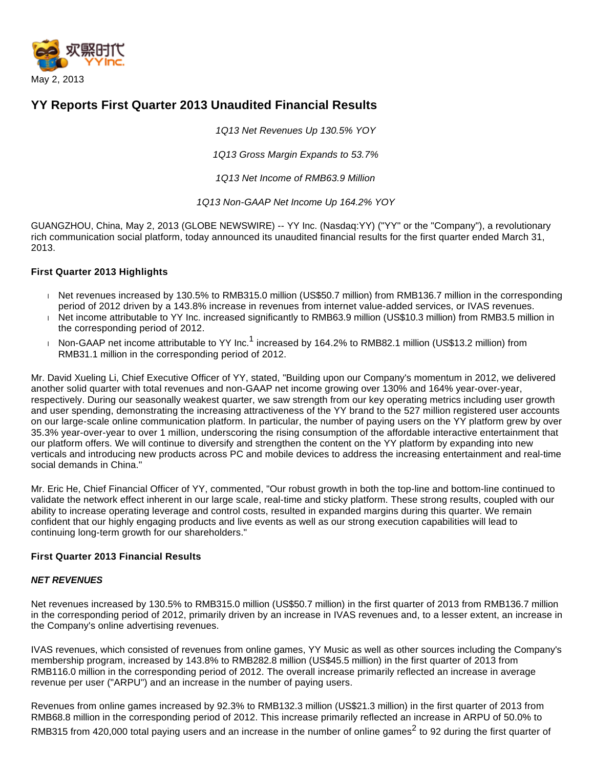May 2, 2013

# YY Reports First Quarter 2013 Unaudited Financial Results

*1Q13 Net Revenues Up 130.5% YOY*

*1Q13 Gross Margin Expands to 53.7%*

*1Q13 Net Income of RMB63.9 Million*

*1Q13 Non-GAAP Net Income Up 164.2% YOY*

GUANGZHOU, China, May 2, 2013 (GLOBE NEWSWIRE) -- YY Inc. (Nasdaq:YY) ("YY" or the "Company"), a revolutionary rich communication social platform, today announced its unaudited financial results for the first quarter ended March 31, 2013.

**First Quarter 2013 Highlights**

- Net revenues increased by 130.5% to RMB315.0 million (US$50.7 million) from RMB136.7 million in the corresponding period of 2012 driven by a 143.8% increase in revenues from internet value-added services, or IVAS revenues.
- Net income attributable to YY Inc. increased significantly to RMB63.9 million (US$10.3 million) from RMB3.5 million in the corresponding period of 2012.
- Non-GAAP net income attributable to YY Inc.[1] increased by 164.2% to RMB82.1 million (US$13.2 million) from RMB31.1 million in the corresponding period of 2012.

Mr. David Xueling Li, Chief Executive Officer of YY, stated, "Building upon our Company's momentum in 2012, we delivered another solid quarter with total revenues and non-GAAP net income growing over 130% and 164% year-over-year, respectively. During our seasonally weakest quarter, we saw strength from our key operating metrics including user growth and user spending, demonstrating the increasing attractiveness of the YY brand to the 527 million registered user accounts on our large-scale online communication platform. In particular, the number of paying users on the YY platform grew by over 35.3% year-over-year to over 1 million, underscoring the rising consumption of the affordable interactive entertainment that our platform offers. We will continue to diversify and strengthen the content on the YY platform by expanding into new verticals and introducing new products across PC and mobile devices to address the increasing entertainment and real-time social demands in China."

Mr. Eric He, Chief Financial Officer of YY, commented, "Our robust growth in both the top-line and bottom-line continued to validate the network effect inherent in our large scale, real-time and sticky platform. These strong results, coupled with our ability to increase operating leverage and control costs, resulted in expanded margins during this quarter. We remain confident that our highly engaging products and live events as well as our strong execution capabilities will lead to continuing long-term growth for our shareholders."

**First Quarter 2013 Financial Results**

***NET REVENUES***

Net revenues increased by 130.5% to RMB315.0 million (US$50.7 million) in the first quarter of 2013 from RMB136.7 million in the corresponding period of 2012, primarily driven by an increase in IVAS revenues and, to a lesser extent, an increase in the Company's online advertising revenues.

IVAS revenues, which consisted of revenues from online games, YY Music as well as other sources including the Company's membership program, increased by 143.8% to RMB282.8 million (US$45.5 million) in the first quarter of 2013 from RMB116.0 million in the corresponding period of 2012. The overall increase primarily reflected an increase in average revenue per user ("ARPU") and an increase in the number of paying users.

Revenues from online games increased by 92.3% to RMB132.3 million (US$21.3 million) in the first quarter of 2013 from RMB68.8 million in the corresponding period of 2012. This increase primarily reflected an increase in ARPU of 50.0% to RMB315 from 420,000 total paying users and an increase in the number of online games[2] to 92 during the first quarter of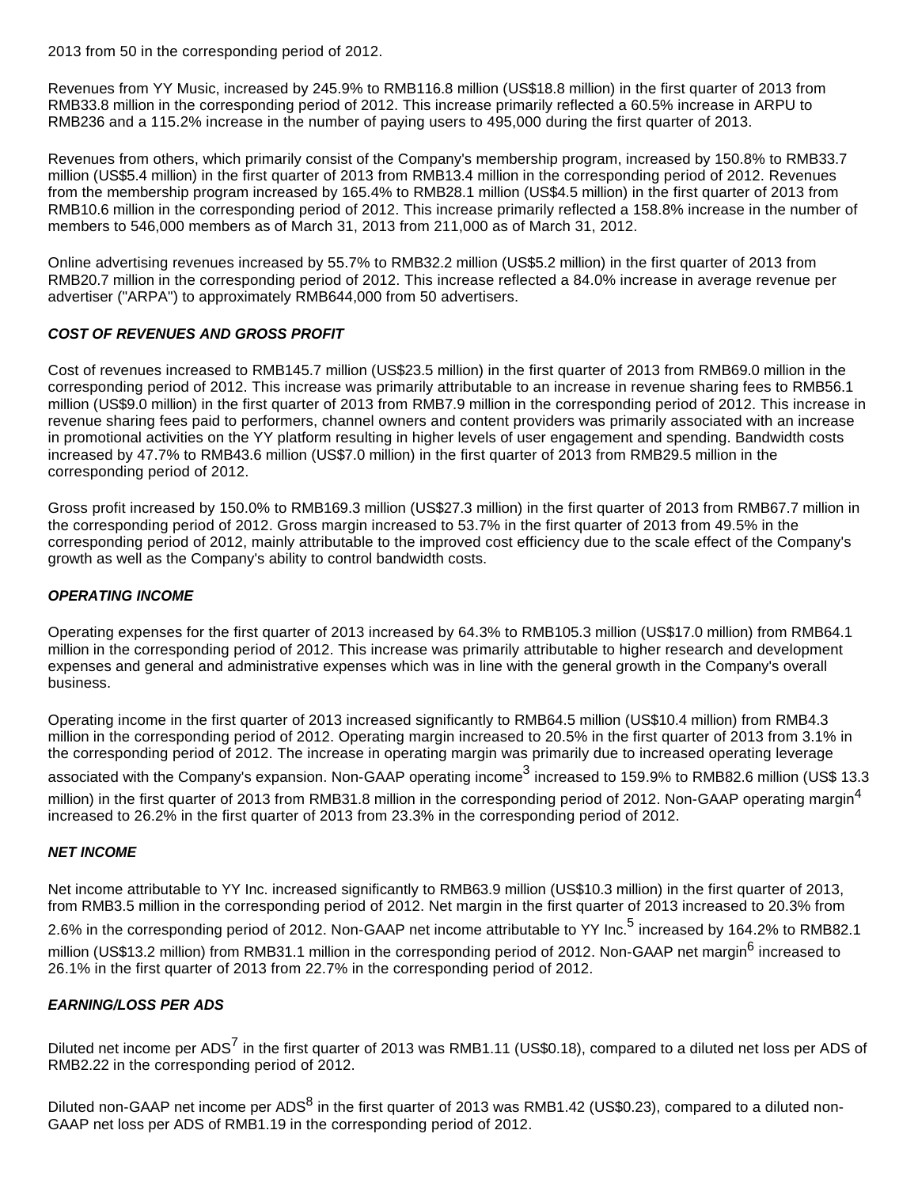2013 from 50 in the corresponding period of 2012.

Revenues from YY Music, increased by 245.9% to RMB116.8 million (US$18.8 million) in the first quarter of 2013 from RMB33.8 million in the corresponding period of 2012. This increase primarily reflected a 60.5% increase in ARPU to RMB236 and a 115.2% increase in the number of paying users to 495,000 during the first quarter of 2013.

Revenues from others, which primarily consist of the Company's membership program, increased by 150.8% to RMB33.7 million (US$5.4 million) in the first quarter of 2013 from RMB13.4 million in the corresponding period of 2012. Revenues from the membership program increased by 165.4% to RMB28.1 million (US$4.5 million) in the first quarter of 2013 from RMB10.6 million in the corresponding period of 2012. This increase primarily reflected a 158.8% increase in the number of members to 546,000 members as of March 31, 2013 from 211,000 as of March 31, 2012.

Online advertising revenues increased by 55.7% to RMB32.2 million (US$5.2 million) in the first quarter of 2013 from RMB20.7 million in the corresponding period of 2012. This increase reflected a 84.0% increase in average revenue per advertiser ("ARPA") to approximately RMB644,000 from 50 advertisers.

***COST OF REVENUES AND GROSS PROFIT***

Cost of revenues increased to RMB145.7 million (US$23.5 million) in the first quarter of 2013 from RMB69.0 million in the corresponding period of 2012. This increase was primarily attributable to an increase in revenue sharing fees to RMB56.1 million (US$9.0 million) in the first quarter of 2013 from RMB7.9 million in the corresponding period of 2012. This increase in revenue sharing fees paid to performers, channel owners and content providers was primarily associated with an increase in promotional activities on the YY platform resulting in higher levels of user engagement and spending. Bandwidth costs increased by 47.7% to RMB43.6 million (US$7.0 million) in the first quarter of 2013 from RMB29.5 million in the corresponding period of 2012.

Gross profit increased by 150.0% to RMB169.3 million (US$27.3 million) in the first quarter of 2013 from RMB67.7 million in the corresponding period of 2012. Gross margin increased to 53.7% in the first quarter of 2013 from 49.5% in the corresponding period of 2012, mainly attributable to the improved cost efficiency due to the scale effect of the Company's growth as well as the Company's ability to control bandwidth costs.

***OPERATING INCOME***

Operating expenses for the first quarter of 2013 increased by 64.3% to RMB105.3 million (US$17.0 million) from RMB64.1 million in the corresponding period of 2012. This increase was primarily attributable to higher research and development expenses and general and administrative expenses which was in line with the general growth in the Company's overall business.

Operating income in the first quarter of 2013 increased significantly to RMB64.5 million (US$10.4 million) from RMB4.3 million in the corresponding period of 2012. Operating margin increased to 20.5% in the first quarter of 2013 from 3.1% in the corresponding period of 2012. The increase in operating margin was primarily due to increased operating leverage associated with the Company's expansion. Non-GAAP operating income[3] increased to 159.9% to RMB82.6 million (US$ 13.3 million) in the first quarter of 2013 from RMB31.8 million in the corresponding period of 2012. Non-GAAP operating margin[4] increased to 26.2% in the first quarter of 2013 from 23.3% in the corresponding period of 2012.

***NET INCOME***

Net income attributable to YY Inc. increased significantly to RMB63.9 million (US$10.3 million) in the first quarter of 2013, from RMB3.5 million in the corresponding period of 2012. Net margin in the first quarter of 2013 increased to 20.3% from 2.6% in the corresponding period of 2012. Non-GAAP net income attributable to YY Inc.[5] increased by 164.2% to RMB82.1 million (US$13.2 million) from RMB31.1 million in the corresponding period of 2012. Non-GAAP net margin[6] increased to 26.1% in the first quarter of 2013 from 22.7% in the corresponding period of 2012.

***EARNING/LOSS PER ADS***

Diluted net income per ADS[7] in the first quarter of 2013 was RMB1.11 (US$0.18), compared to a diluted net loss per ADS of RMB2.22 in the corresponding period of 2012.

Diluted non-GAAP net income per ADS[8] in the first quarter of 2013 was RMB1.42 (US$0.23), compared to a diluted non-GAAP net loss per ADS of RMB1.19 in the corresponding period of 2012.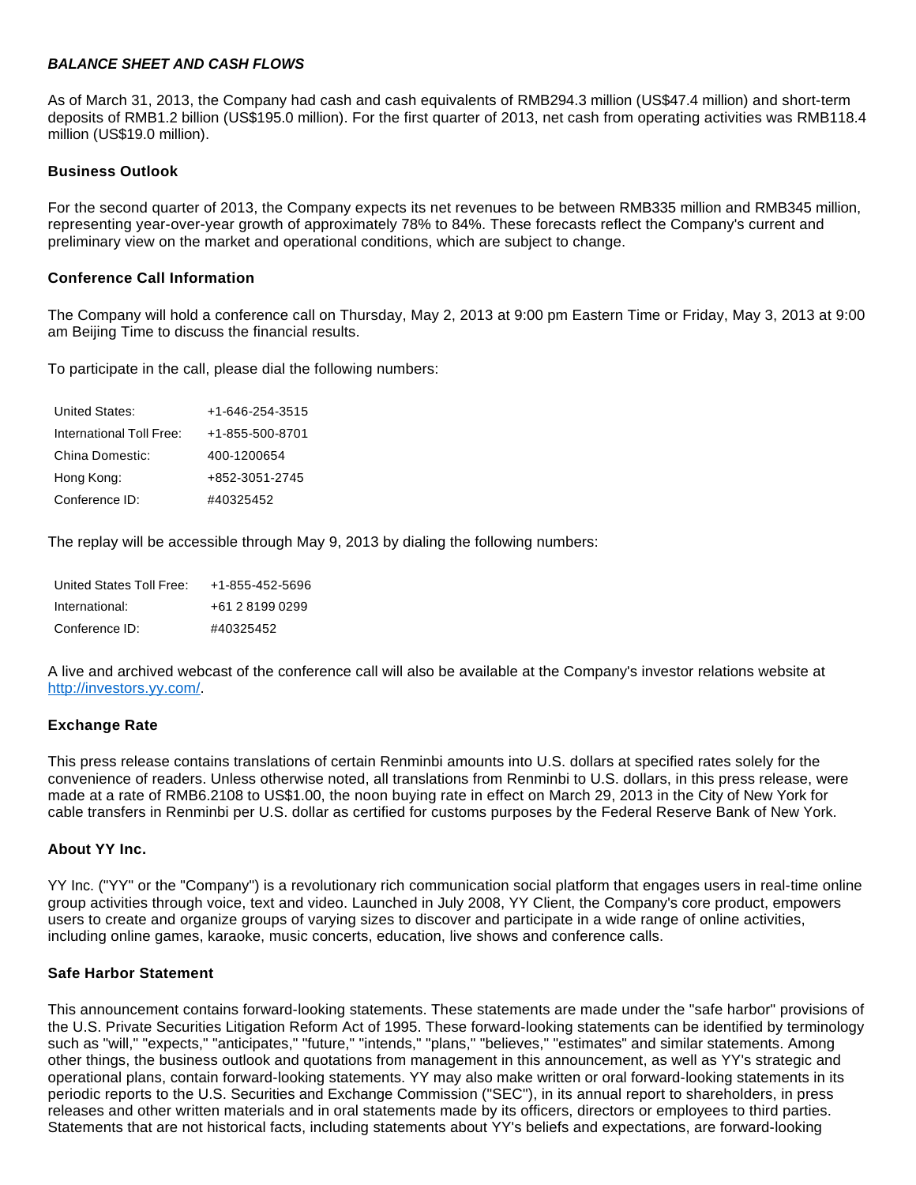***BALANCE SHEET AND CASH FLOWS***

As of March 31, 2013, the Company had cash and cash equivalents of RMB294.3 million (US$47.4 million) and short-term deposits of RMB1.2 billion (US$195.0 million). For the first quarter of 2013, net cash from operating activities was RMB118.4 million (US$19.0 million).

### Business Outlook

For the second quarter of 2013, the Company expects its net revenues to be between RMB335 million and RMB345 million, representing year-over-year growth of approximately 78% to 84%. These forecasts reflect the Company's current and preliminary view on the market and operational conditions, which are subject to change.

### Conference Call Information

The Company will hold a conference call on Thursday, May 2, 2013 at 9:00 pm Eastern Time or Friday, May 3, 2013 at 9:00 am Beijing Time to discuss the financial results.

To participate in the call, please dial the following numbers:

| | |
|---|---|
| United States: | +1-646-254-3515 |
| International Toll Free: | +1-855-500-8701 |
| China Domestic: | 400-1200654 |
| Hong Kong: | +852-3051-2745 |
| Conference ID: | #40325452 |

The replay will be accessible through May 9, 2013 by dialing the following numbers:

| | |
|---|---|
| United States Toll Free: | +1-855-452-5696 |
| International: | +61 2 8199 0299 |
| Conference ID: | #40325452 |

A live and archived webcast of the conference call will also be available at the Company's investor relations website at http://investors.yy.com/.

### Exchange Rate

This press release contains translations of certain Renminbi amounts into U.S. dollars at specified rates solely for the convenience of readers. Unless otherwise noted, all translations from Renminbi to U.S. dollars, in this press release, were made at a rate of RMB6.2108 to US$1.00, the noon buying rate in effect on March 29, 2013 in the City of New York for cable transfers in Renminbi per U.S. dollar as certified for customs purposes by the Federal Reserve Bank of New York.

### About YY Inc.

YY Inc. ("YY" or the "Company") is a revolutionary rich communication social platform that engages users in real-time online group activities through voice, text and video. Launched in July 2008, YY Client, the Company's core product, empowers users to create and organize groups of varying sizes to discover and participate in a wide range of online activities, including online games, karaoke, music concerts, education, live shows and conference calls.

### Safe Harbor Statement

This announcement contains forward-looking statements. These statements are made under the "safe harbor" provisions of the U.S. Private Securities Litigation Reform Act of 1995. These forward-looking statements can be identified by terminology such as "will," "expects," "anticipates," "future," "intends," "plans," "believes," "estimates" and similar statements. Among other things, the business outlook and quotations from management in this announcement, as well as YY's strategic and operational plans, contain forward-looking statements. YY may also make written or oral forward-looking statements in its periodic reports to the U.S. Securities and Exchange Commission ("SEC"), in its annual report to shareholders, in press releases and other written materials and in oral statements made by its officers, directors or employees to third parties. Statements that are not historical facts, including statements about YY's beliefs and expectations, are forward-looking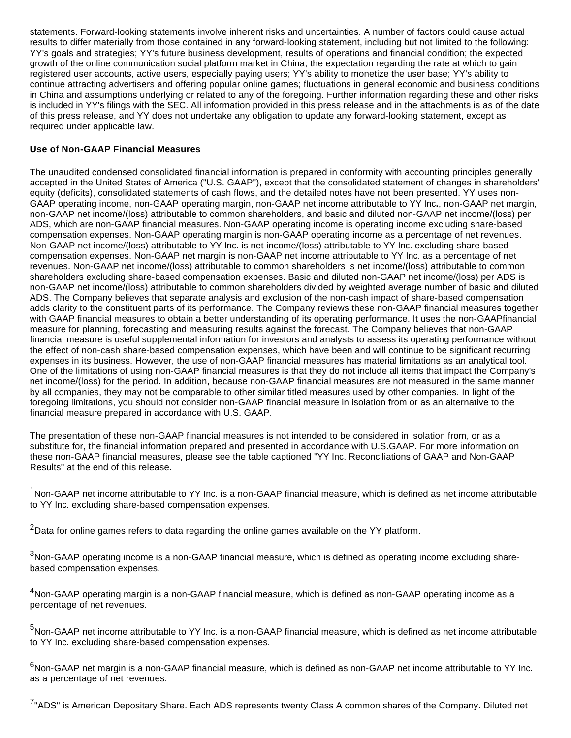statements. Forward-looking statements involve inherent risks and uncertainties. A number of factors could cause actual results to differ materially from those contained in any forward-looking statement, including but not limited to the following: YY's goals and strategies; YY's future business development, results of operations and financial condition; the expected growth of the online communication social platform market in China; the expectation regarding the rate at which to gain registered user accounts, active users, especially paying users; YY's ability to monetize the user base; YY's ability to continue attracting advertisers and offering popular online games; fluctuations in general economic and business conditions in China and assumptions underlying or related to any of the foregoing. Further information regarding these and other risks is included in YY's filings with the SEC. All information provided in this press release and in the attachments is as of the date of this press release, and YY does not undertake any obligation to update any forward-looking statement, except as required under applicable law.

**Use of Non-GAAP Financial Measures**

The unaudited condensed consolidated financial information is prepared in conformity with accounting principles generally accepted in the United States of America ("U.S. GAAP"), except that the consolidated statement of changes in shareholders' equity (deficits), consolidated statements of cash flows, and the detailed notes have not been presented. YY uses non-GAAP operating income, non-GAAP operating margin, non-GAAP net income attributable to YY Inc**.**, non-GAAP net margin, non-GAAP net income/(loss) attributable to common shareholders, and basic and diluted non-GAAP net income/(loss) per ADS, which are non-GAAP financial measures. Non-GAAP operating income is operating income excluding share-based compensation expenses. Non-GAAP operating margin is non-GAAP operating income as a percentage of net revenues. Non-GAAP net income/(loss) attributable to YY Inc. is net income/(loss) attributable to YY Inc. excluding share-based compensation expenses. Non-GAAP net margin is non-GAAP net income attributable to YY Inc. as a percentage of net revenues. Non-GAAP net income/(loss) attributable to common shareholders is net income/(loss) attributable to common shareholders excluding share-based compensation expenses. Basic and diluted non-GAAP net income/(loss) per ADS is non-GAAP net income/(loss) attributable to common shareholders divided by weighted average number of basic and diluted ADS. The Company believes that separate analysis and exclusion of the non-cash impact of share-based compensation adds clarity to the constituent parts of its performance. The Company reviews these non-GAAP financial measures together with GAAP financial measures to obtain a better understanding of its operating performance. It uses the non-GAAPfinancial measure for planning, forecasting and measuring results against the forecast. The Company believes that non-GAAP financial measure is useful supplemental information for investors and analysts to assess its operating performance without the effect of non-cash share-based compensation expenses, which have been and will continue to be significant recurring expenses in its business. However, the use of non-GAAP financial measures has material limitations as an analytical tool. One of the limitations of using non-GAAP financial measures is that they do not include all items that impact the Company's net income/(loss) for the period. In addition, because non-GAAP financial measures are not measured in the same manner by all companies, they may not be comparable to other similar titled measures used by other companies. In light of the foregoing limitations, you should not consider non-GAAP financial measure in isolation from or as an alternative to the financial measure prepared in accordance with U.S. GAAP.

The presentation of these non-GAAP financial measures is not intended to be considered in isolation from, or as a substitute for, the financial information prepared and presented in accordance with U.S.GAAP. For more information on these non-GAAP financial measures, please see the table captioned "YY Inc. Reconciliations of GAAP and Non-GAAP Results" at the end of this release.

[1]Non-GAAP net income attributable to YY Inc. is a non-GAAP financial measure, which is defined as net income attributable to YY Inc. excluding share-based compensation expenses.

[2]Data for online games refers to data regarding the online games available on the YY platform.

[3]Non-GAAP operating income is a non-GAAP financial measure, which is defined as operating income excluding share-based compensation expenses.

[4]Non-GAAP operating margin is a non-GAAP financial measure, which is defined as non-GAAP operating income as a percentage of net revenues.

[5]Non-GAAP net income attributable to YY Inc. is a non-GAAP financial measure, which is defined as net income attributable to YY Inc. excluding share-based compensation expenses.

[6]Non-GAAP net margin is a non-GAAP financial measure, which is defined as non-GAAP net income attributable to YY Inc. as a percentage of net revenues.

[7]"ADS" is American Depositary Share. Each ADS represents twenty Class A common shares of the Company. Diluted net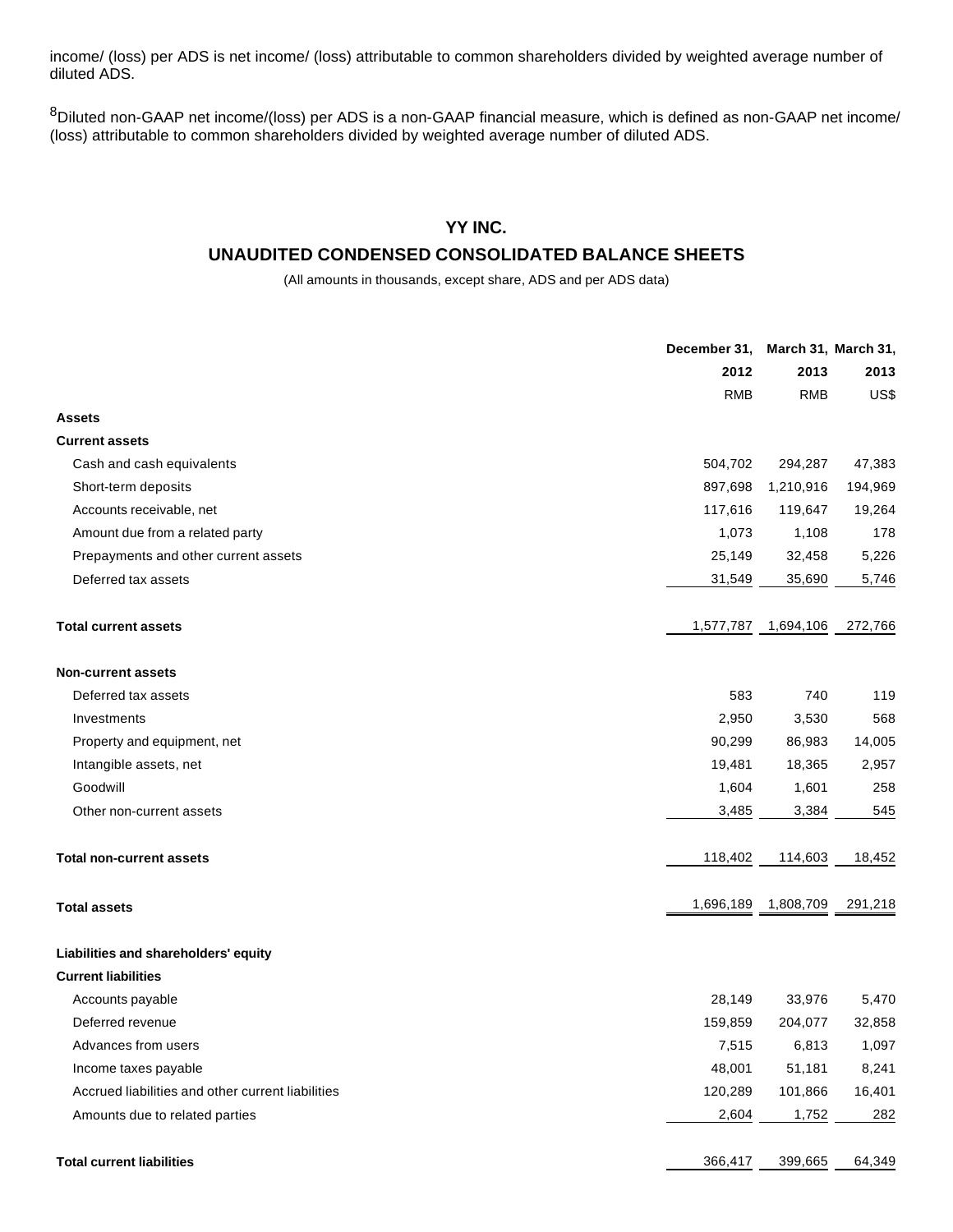income/ (loss) per ADS is net income/ (loss) attributable to common shareholders divided by weighted average number of diluted ADS.

[8]Diluted non-GAAP net income/(loss) per ADS is a non-GAAP financial measure, which is defined as non-GAAP net income/ (loss) attributable to common shareholders divided by weighted average number of diluted ADS.

## YY INC.

## UNAUDITED CONDENSED CONSOLIDATED BALANCE SHEETS

(All amounts in thousands, except share, ADS and per ADS data)

| | December 31, 2012 | March 31, 2013 | March 31, 2013 |
|---|---|---|---|
| | RMB | RMB | US$ |
| **Assets** | | | |
| **Current assets** | | | |
| Cash and cash equivalents | 504,702 | 294,287 | 47,383 |
| Short-term deposits | 897,698 | 1,210,916 | 194,969 |
| Accounts receivable, net | 117,616 | 119,647 | 19,264 |
| Amount due from a related party | 1,073 | 1,108 | 178 |
| Prepayments and other current assets | 25,149 | 32,458 | 5,226 |
| Deferred tax assets | 31,549 | 35,690 | 5,746 |
| **Total current assets** | 1,577,787 | 1,694,106 | 272,766 |
| **Non-current assets** | | | |
| Deferred tax assets | 583 | 740 | 119 |
| Investments | 2,950 | 3,530 | 568 |
| Property and equipment, net | 90,299 | 86,983 | 14,005 |
| Intangible assets, net | 19,481 | 18,365 | 2,957 |
| Goodwill | 1,604 | 1,601 | 258 |
| Other non-current assets | 3,485 | 3,384 | 545 |
| **Total non-current assets** | 118,402 | 114,603 | 18,452 |
| **Total assets** | 1,696,189 | 1,808,709 | 291,218 |
| **Liabilities and shareholders' equity** | | | |
| **Current liabilities** | | | |
| Accounts payable | 28,149 | 33,976 | 5,470 |
| Deferred revenue | 159,859 | 204,077 | 32,858 |
| Advances from users | 7,515 | 6,813 | 1,097 |
| Income taxes payable | 48,001 | 51,181 | 8,241 |
| Accrued liabilities and other current liabilities | 120,289 | 101,866 | 16,401 |
| Amounts due to related parties | 2,604 | 1,752 | 282 |
| **Total current liabilities** | 366,417 | 399,665 | 64,349 |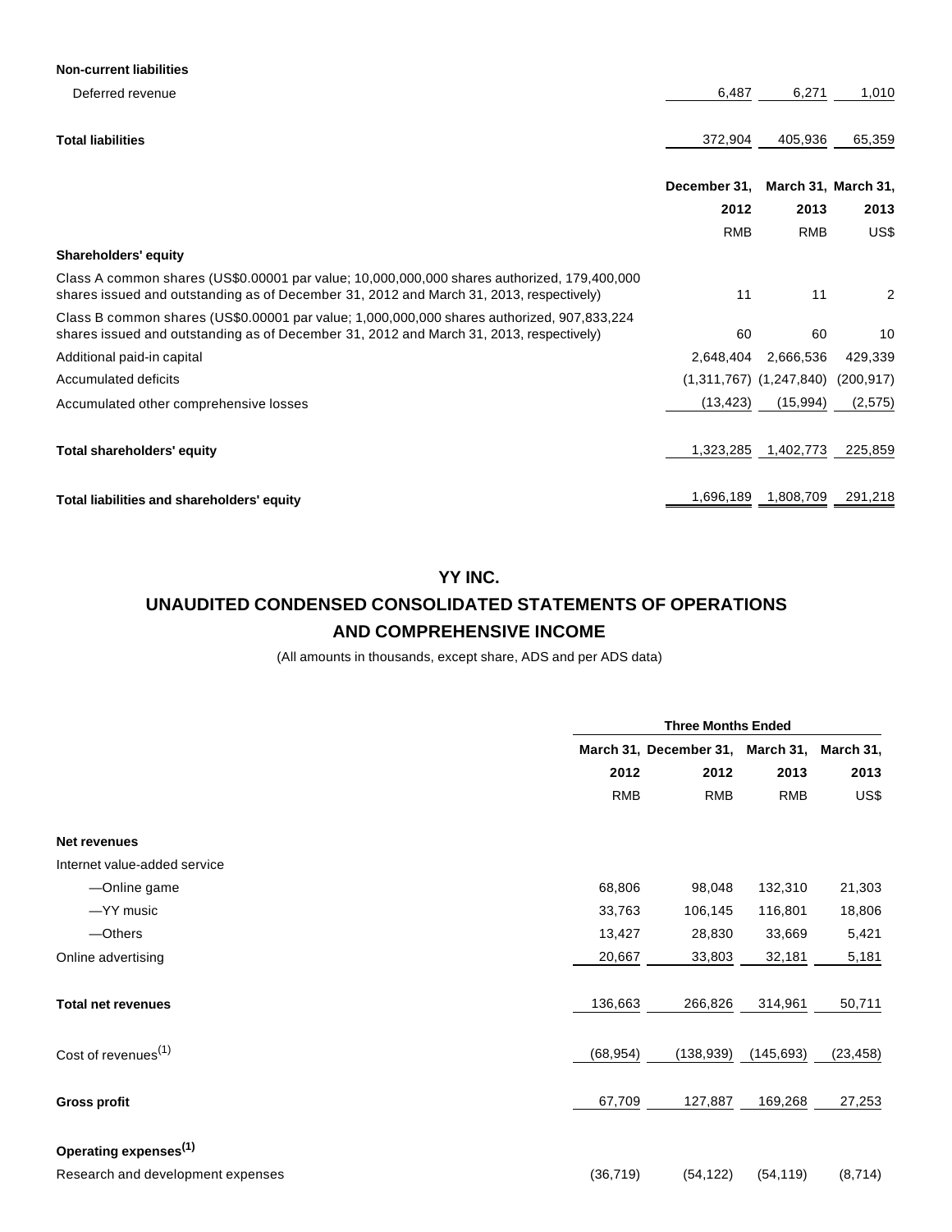| | | | |
|---|---|---|---|
| **Non-current liabilities** | | | |
| Deferred revenue | 6,487 | 6,271 | 1,010 |
| **Total liabilities** | 372,904 | 405,936 | 65,359 |

| | December 31, 2012 | March 31, 2013 | March 31, 2013 |
|---|---|---|---|
| | RMB | RMB | US$ |
| **Shareholders' equity** | | | |
| Class A common shares (US$0.00001 par value; 10,000,000,000 shares authorized, 179,400,000 shares issued and outstanding as of December 31, 2012 and March 31, 2013, respectively) | 11 | 11 | 2 |
| Class B common shares (US$0.00001 par value; 1,000,000,000 shares authorized, 907,833,224 shares issued and outstanding as of December 31, 2012 and March 31, 2013, respectively) | 60 | 60 | 10 |
| Additional paid-in capital | 2,648,404 | 2,666,536 | 429,339 |
| Accumulated deficits | (1,311,767) | (1,247,840) | (200,917) |
| Accumulated other comprehensive losses | (13,423) | (15,994) | (2,575) |
| **Total shareholders' equity** | 1,323,285 | 1,402,773 | 225,859 |
| **Total liabilities and shareholders' equity** | 1,696,189 | 1,808,709 | 291,218 |

## YY INC.

## UNAUDITED CONDENSED CONSOLIDATED STATEMENTS OF OPERATIONS AND COMPREHENSIVE INCOME

(All amounts in thousands, except share, ADS and per ADS data)

| | Three Months Ended | | | |
|---|---|---|---|---|
| | March 31, 2012 | December 31, 2012 | March 31, 2013 | March 31, 2013 |
| | RMB | RMB | RMB | US$ |
| **Net revenues** | | | | |
| Internet value-added service | | | | |
| —Online game | 68,806 | 98,048 | 132,310 | 21,303 |
| —YY music | 33,763 | 106,145 | 116,801 | 18,806 |
| —Others | 13,427 | 28,830 | 33,669 | 5,421 |
| Online advertising | 20,667 | 33,803 | 32,181 | 5,181 |
| **Total net revenues** | 136,663 | 266,826 | 314,961 | 50,711 |
| Cost of revenues(1) | (68,954) | (138,939) | (145,693) | (23,458) |
| **Gross profit** | 67,709 | 127,887 | 169,268 | 27,253 |
| **Operating expenses(1)** | | | | |
| Research and development expenses | (36,719) | (54,122) | (54,119) | (8,714) |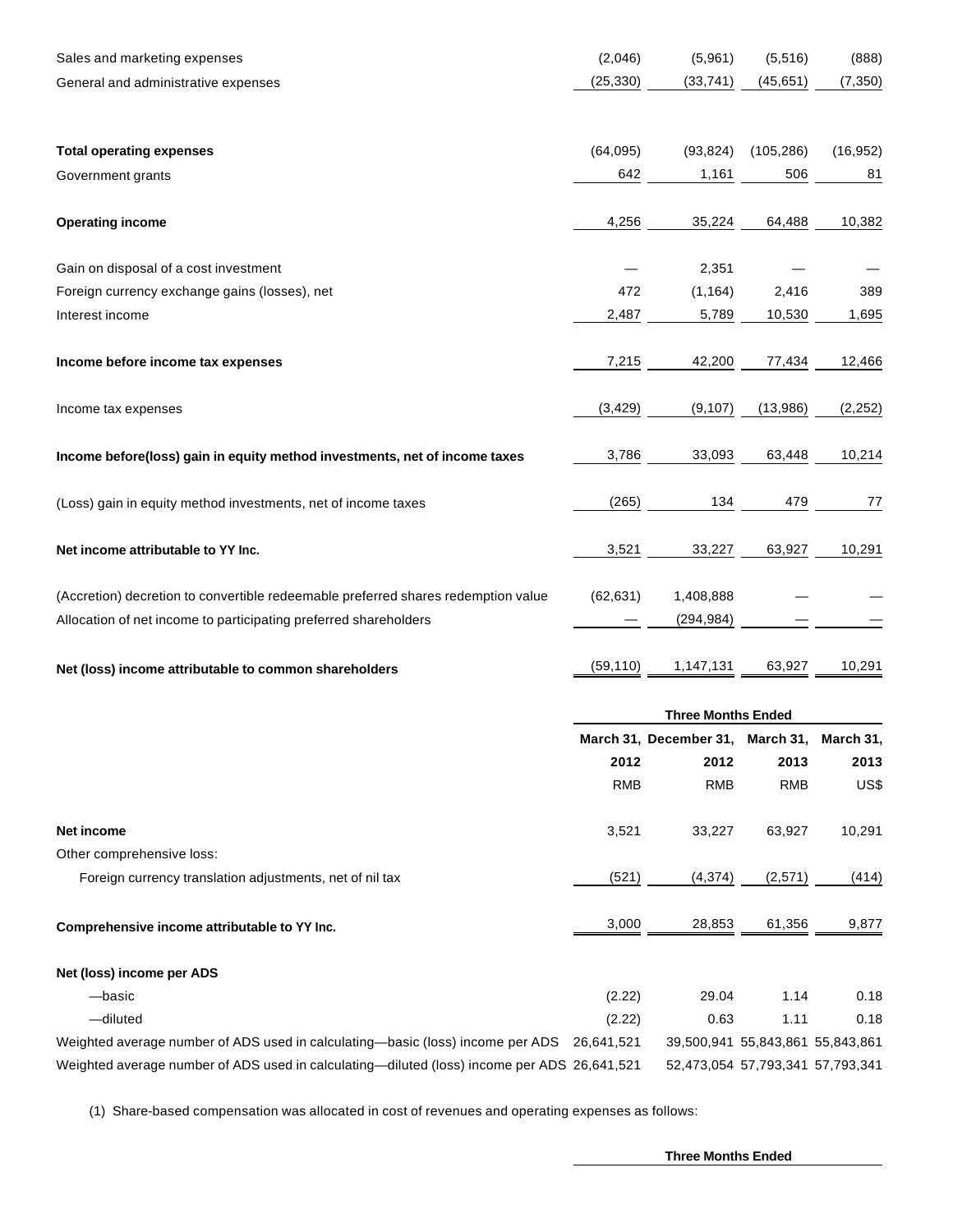| | | | | |
|---|---|---|---|---|
| Sales and marketing expenses | (2,046) | (5,961) | (5,516) | (888) |
| General and administrative expenses | (25,330) | (33,741) | (45,651) | (7,350) |
| **Total operating expenses** | (64,095) | (93,824) | (105,286) | (16,952) |
| Government grants | 642 | 1,161 | 506 | 81 |
| **Operating income** | 4,256 | 35,224 | 64,488 | 10,382 |
| Gain on disposal of a cost investment | — | 2,351 | — | — |
| Foreign currency exchange gains (losses), net | 472 | (1,164) | 2,416 | 389 |
| Interest income | 2,487 | 5,789 | 10,530 | 1,695 |
| **Income before income tax expenses** | 7,215 | 42,200 | 77,434 | 12,466 |
| Income tax expenses | (3,429) | (9,107) | (13,986) | (2,252) |
| **Income before(loss) gain in equity method investments, net of income taxes** | 3,786 | 33,093 | 63,448 | 10,214 |
| (Loss) gain in equity method investments, net of income taxes | (265) | 134 | 479 | 77 |
| **Net income attributable to YY Inc.** | 3,521 | 33,227 | 63,927 | 10,291 |
| (Accretion) decretion to convertible redeemable preferred shares redemption value | (62,631) | 1,408,888 | — | — |
| Allocation of net income to participating preferred shareholders | — | (294,984) | — | — |
| **Net (loss) income attributable to common shareholders** | (59,110) | 1,147,131 | 63,927 | 10,291 |

| | Three Months Ended | | | |
|---|---|---|---|---|
| | March 31, 2012 | December 31, 2012 | March 31, 2013 | March 31, 2013 |
| | RMB | RMB | RMB | US$ |
| **Net income** | 3,521 | 33,227 | 63,927 | 10,291 |
| Other comprehensive loss: | | | | |
| Foreign currency translation adjustments, net of nil tax | (521) | (4,374) | (2,571) | (414) |
| **Comprehensive income attributable to YY Inc.** | 3,000 | 28,853 | 61,356 | 9,877 |
| **Net (loss) income per ADS** | | | | |
| —basic | (2.22) | 29.04 | 1.14 | 0.18 |
| —diluted | (2.22) | 0.63 | 1.11 | 0.18 |
| Weighted average number of ADS used in calculating—basic (loss) income per ADS | 26,641,521 | 39,500,941 | 55,843,861 | 55,843,861 |
| Weighted average number of ADS used in calculating—diluted (loss) income per ADS | 26,641,521 | 52,473,054 | 57,793,341 | 57,793,341 |

(1) Share-based compensation was allocated in cost of revenues and operating expenses as follows:

Three Months Ended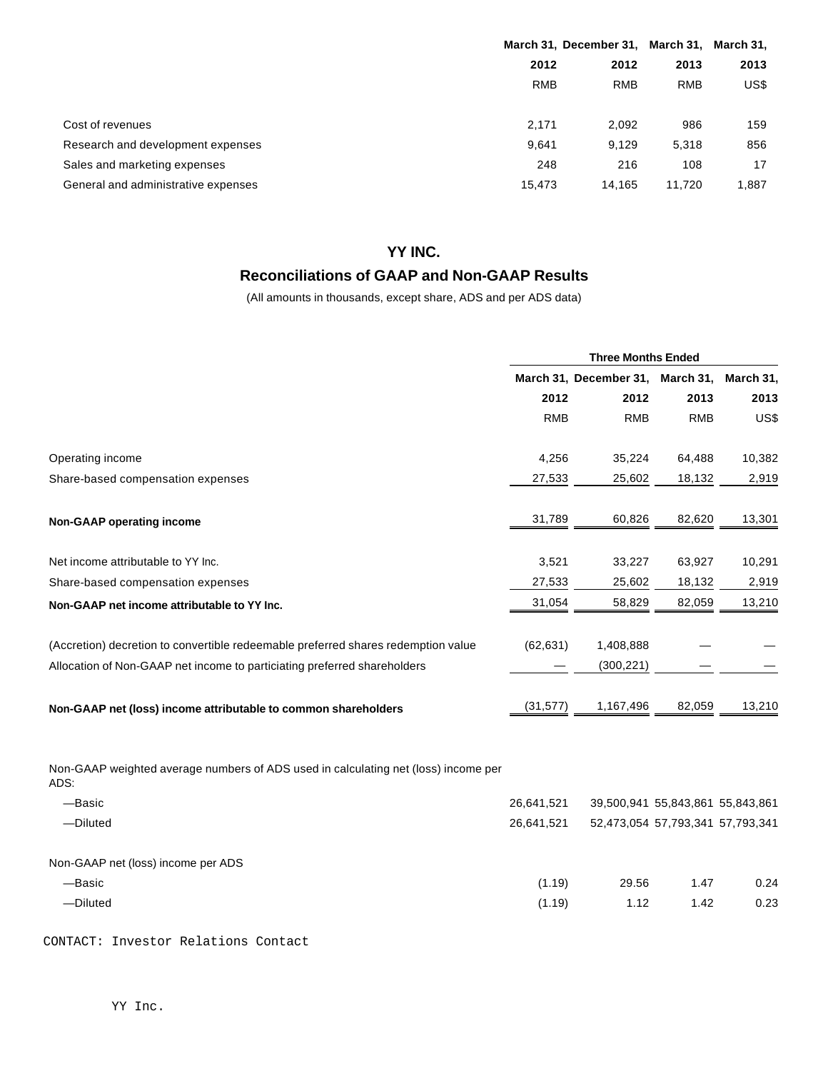| | March 31, 2012 | December 31, 2012 | March 31, 2013 | March 31, 2013 |
|---|---|---|---|---|
| | RMB | RMB | RMB | US$ |
| Cost of revenues | 2,171 | 2,092 | 986 | 159 |
| Research and development expenses | 9,641 | 9,129 | 5,318 | 856 |
| Sales and marketing expenses | 248 | 216 | 108 | 17 |
| General and administrative expenses | 15,473 | 14,165 | 11,720 | 1,887 |

## YY INC.

## Reconciliations of GAAP and Non-GAAP Results

(All amounts in thousands, except share, ADS and per ADS data)

| | Three Months Ended | | | |
|---|---|---|---|---|
| | March 31, 2012 | December 31, 2012 | March 31, 2013 | March 31, 2013 |
| | RMB | RMB | RMB | US$ |
| Operating income | 4,256 | 35,224 | 64,488 | 10,382 |
| Share-based compensation expenses | 27,533 | 25,602 | 18,132 | 2,919 |
| **Non-GAAP operating income** | 31,789 | 60,826 | 82,620 | 13,301 |
| Net income attributable to YY Inc. | 3,521 | 33,227 | 63,927 | 10,291 |
| Share-based compensation expenses | 27,533 | 25,602 | 18,132 | 2,919 |
| **Non-GAAP net income attributable to YY Inc.** | 31,054 | 58,829 | 82,059 | 13,210 |
| (Accretion) decretion to convertible redeemable preferred shares redemption value | (62,631) | 1,408,888 | — | — |
| Allocation of Non-GAAP net income to particiating preferred shareholders | — | (300,221) | — | — |
| **Non-GAAP net (loss) income attributable to common shareholders** | (31,577) | 1,167,496 | 82,059 | 13,210 |
| Non-GAAP weighted average numbers of ADS used in calculating net (loss) income per ADS: | | | | |
| —Basic | 26,641,521 | 39,500,941 | 55,843,861 | 55,843,861 |
| —Diluted | 26,641,521 | 52,473,054 | 57,793,341 | 57,793,341 |
| Non-GAAP net (loss) income per ADS | | | | |
| —Basic | (1.19) | 29.56 | 1.47 | 0.24 |
| —Diluted | (1.19) | 1.12 | 1.42 | 0.23 |

CONTACT: Investor Relations Contact

YY Inc.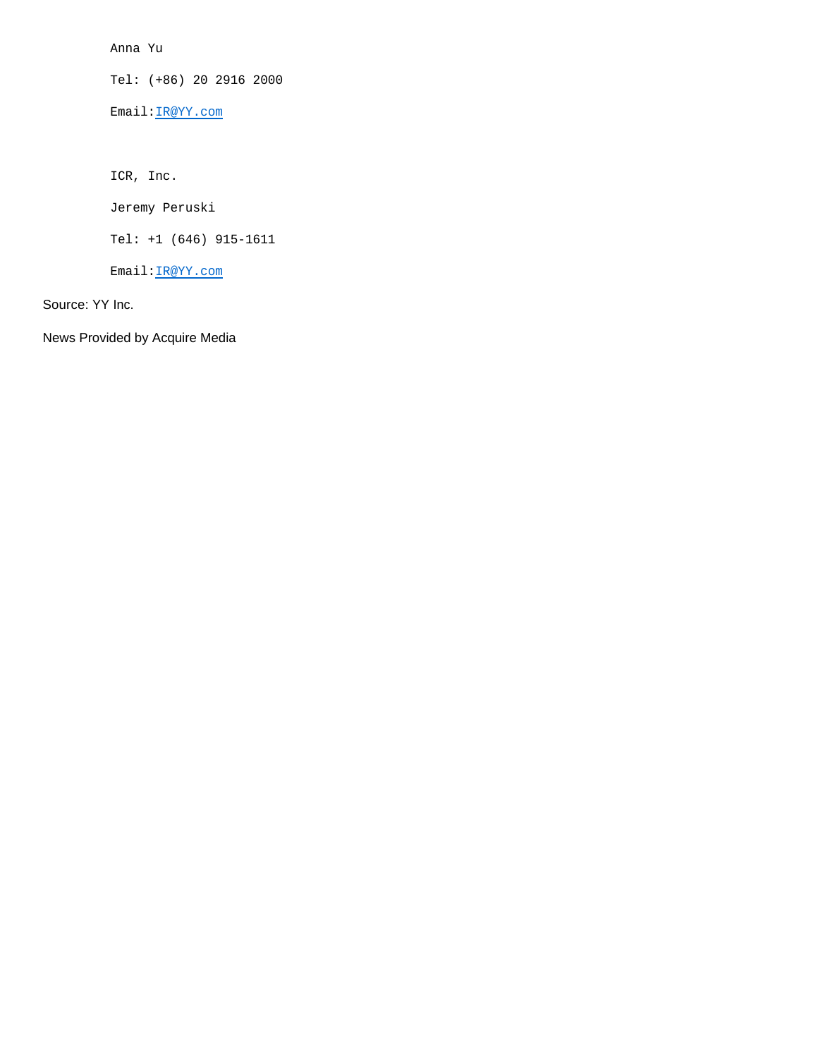Anna Yu

Tel: (+86) 20 2916 2000

Email:IR@YY.com

ICR, Inc.

Jeremy Peruski

Tel: +1 (646) 915-1611

Email:IR@YY.com

Source: YY Inc.

News Provided by Acquire Media